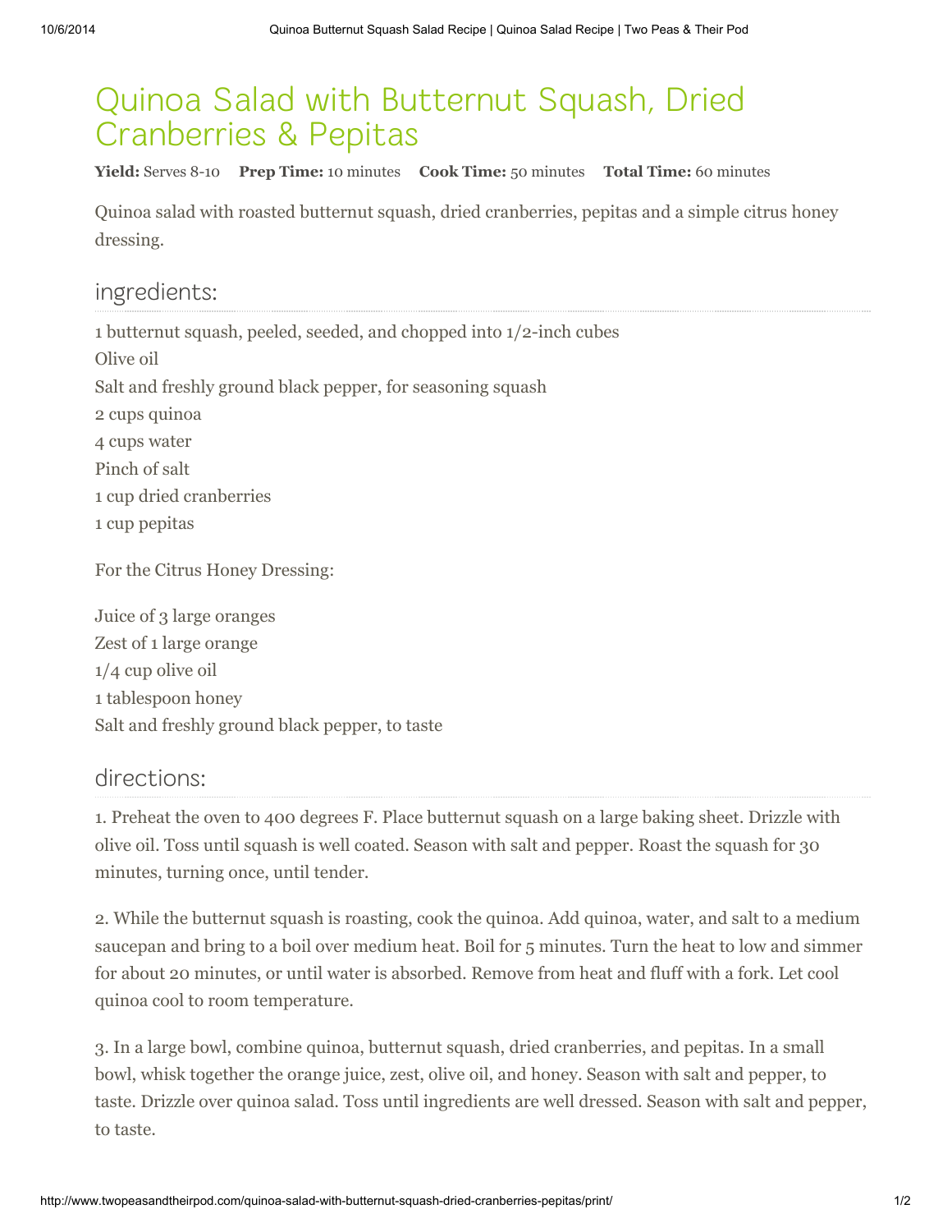# Quinoa Salad with Butternut Squash, Dried Cranberries & Pepitas

**Yield:** Serves 8-10 **Prep Time:** 10 minutes **Cook Time:** 50 minutes **Total Time:** 60 minutes

Quinoa salad with roasted butternut squash, dried cranberries, pepitas and a simple citrus honey dressing.

## ingredients:

1 butternut squash, peeled, seeded, and chopped into 1/2-inch cubes
Olive oil
Salt and freshly ground black pepper, for seasoning squash
2 cups quinoa
4 cups water
Pinch of salt
1 cup dried cranberries
1 cup pepitas

For the Citrus Honey Dressing:

Juice of 3 large oranges
Zest of 1 large orange
1/4 cup olive oil
1 tablespoon honey
Salt and freshly ground black pepper, to taste

## directions:

1. Preheat the oven to 400 degrees F. Place butternut squash on a large baking sheet. Drizzle with olive oil. Toss until squash is well coated. Season with salt and pepper. Roast the squash for 30 minutes, turning once, until tender.

2. While the butternut squash is roasting, cook the quinoa. Add quinoa, water, and salt to a medium saucepan and bring to a boil over medium heat. Boil for 5 minutes. Turn the heat to low and simmer for about 20 minutes, or until water is absorbed. Remove from heat and fluff with a fork. Let cool quinoa cool to room temperature.

3. In a large bowl, combine quinoa, butternut squash, dried cranberries, and pepitas. In a small bowl, whisk together the orange juice, zest, olive oil, and honey. Season with salt and pepper, to taste. Drizzle over quinoa salad. Toss until ingredients are well dressed. Season with salt and pepper, to taste.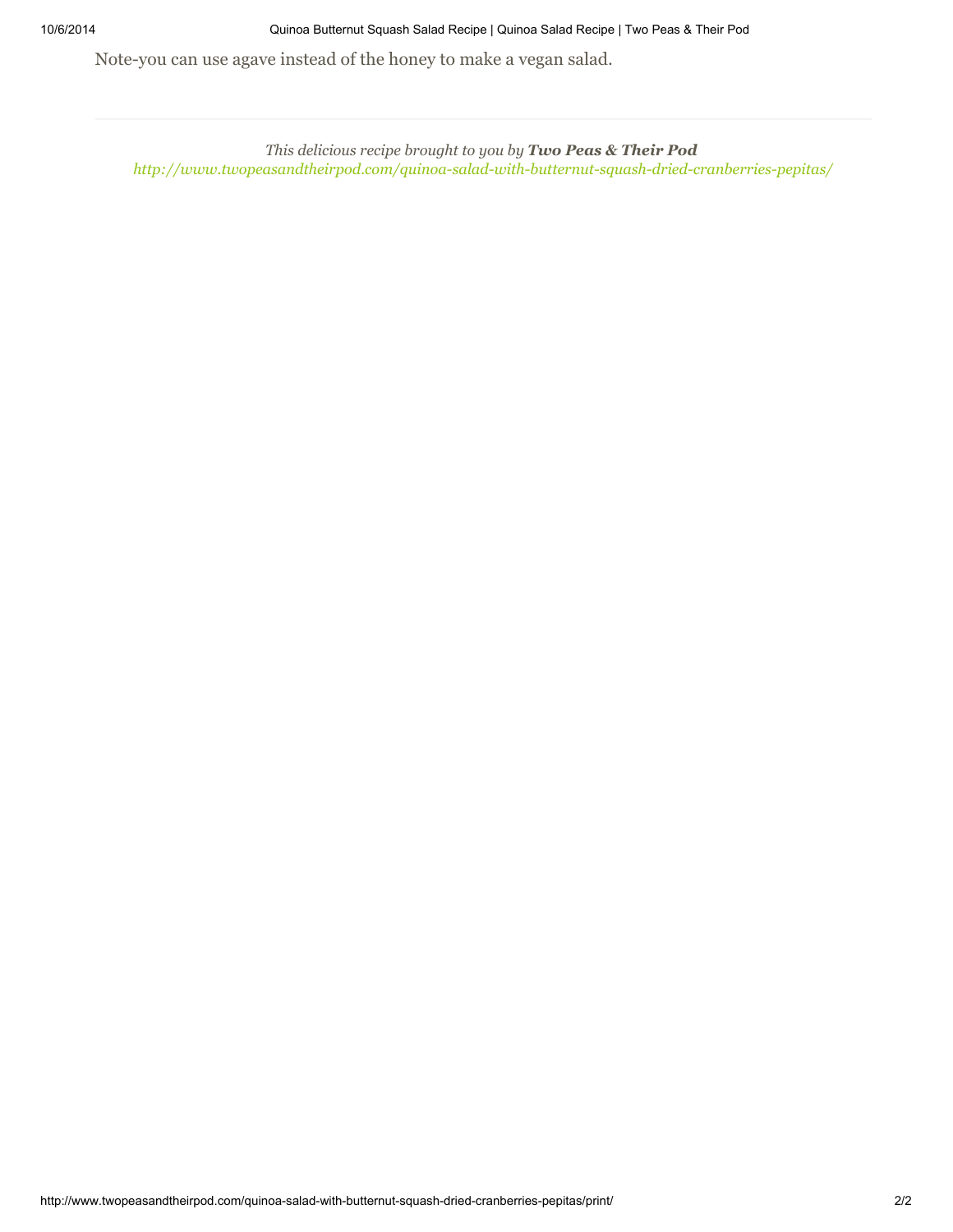Note-you can use agave instead of the honey to make a vegan salad.

---

*This delicious recipe brought to you by **Two Peas & Their Pod***
*http://www.twopeasandtheirpod.com/quinoa-salad-with-butternut-squash-dried-cranberries-pepitas/*